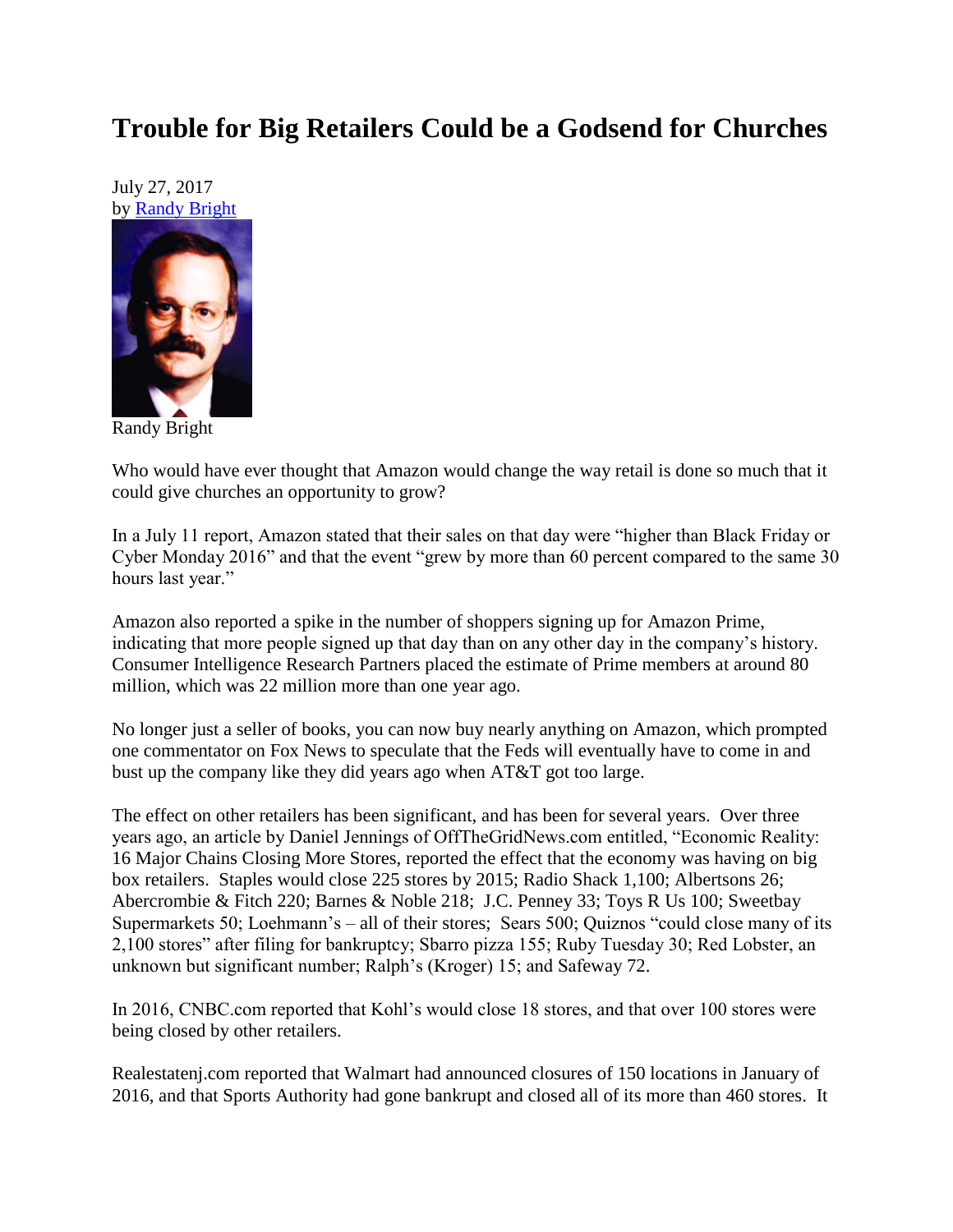# Trouble for Big Retailers Could be a Godsend for Churches

July 27, 2017
by Randy Bright

Randy Bright

Who would have ever thought that Amazon would change the way retail is done so much that it could give churches an opportunity to grow?

In a July 11 report, Amazon stated that their sales on that day were "higher than Black Friday or Cyber Monday 2016" and that the event "grew by more than 60 percent compared to the same 30 hours last year."

Amazon also reported a spike in the number of shoppers signing up for Amazon Prime, indicating that more people signed up that day than on any other day in the company's history. Consumer Intelligence Research Partners placed the estimate of Prime members at around 80 million, which was 22 million more than one year ago.

No longer just a seller of books, you can now buy nearly anything on Amazon, which prompted one commentator on Fox News to speculate that the Feds will eventually have to come in and bust up the company like they did years ago when AT&T got too large.

The effect on other retailers has been significant, and has been for several years. Over three years ago, an article by Daniel Jennings of OffTheGridNews.com entitled, "Economic Reality: 16 Major Chains Closing More Stores, reported the effect that the economy was having on big box retailers. Staples would close 225 stores by 2015; Radio Shack 1,100; Albertsons 26; Abercrombie & Fitch 220; Barnes & Noble 218; J.C. Penney 33; Toys R Us 100; Sweetbay Supermarkets 50; Loehmann's – all of their stores; Sears 500; Quiznos "could close many of its 2,100 stores" after filing for bankruptcy; Sbarro pizza 155; Ruby Tuesday 30; Red Lobster, an unknown but significant number; Ralph's (Kroger) 15; and Safeway 72.

In 2016, CNBC.com reported that Kohl's would close 18 stores, and that over 100 stores were being closed by other retailers.

Realestatenj.com reported that Walmart had announced closures of 150 locations in January of 2016, and that Sports Authority had gone bankrupt and closed all of its more than 460 stores. It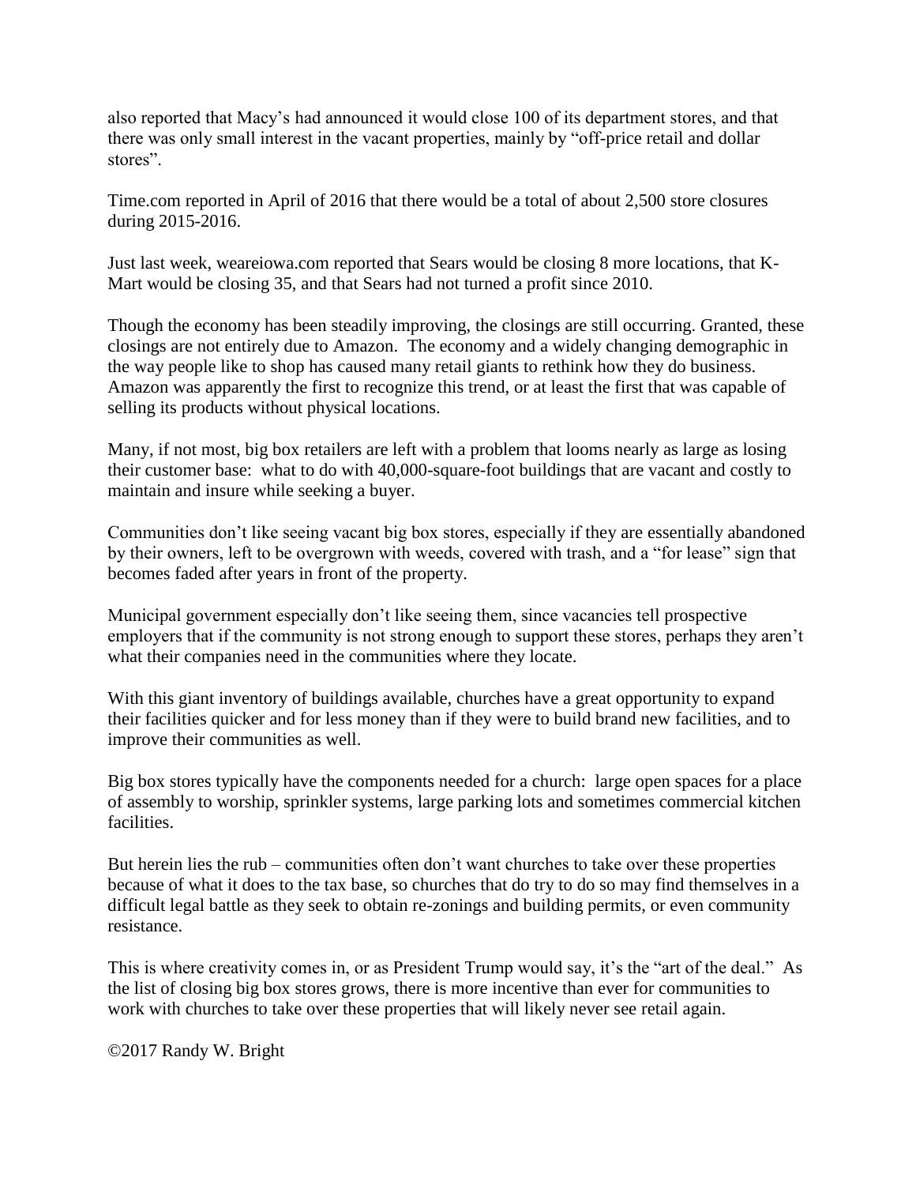also reported that Macy's had announced it would close 100 of its department stores, and that there was only small interest in the vacant properties, mainly by "off-price retail and dollar stores".

Time.com reported in April of 2016 that there would be a total of about 2,500 store closures during 2015-2016.

Just last week, weareiowa.com reported that Sears would be closing 8 more locations, that K-Mart would be closing 35, and that Sears had not turned a profit since 2010.

Though the economy has been steadily improving, the closings are still occurring. Granted, these closings are not entirely due to Amazon. The economy and a widely changing demographic in the way people like to shop has caused many retail giants to rethink how they do business. Amazon was apparently the first to recognize this trend, or at least the first that was capable of selling its products without physical locations.

Many, if not most, big box retailers are left with a problem that looms nearly as large as losing their customer base: what to do with 40,000-square-foot buildings that are vacant and costly to maintain and insure while seeking a buyer.

Communities don't like seeing vacant big box stores, especially if they are essentially abandoned by their owners, left to be overgrown with weeds, covered with trash, and a "for lease" sign that becomes faded after years in front of the property.

Municipal government especially don't like seeing them, since vacancies tell prospective employers that if the community is not strong enough to support these stores, perhaps they aren't what their companies need in the communities where they locate.

With this giant inventory of buildings available, churches have a great opportunity to expand their facilities quicker and for less money than if they were to build brand new facilities, and to improve their communities as well.

Big box stores typically have the components needed for a church: large open spaces for a place of assembly to worship, sprinkler systems, large parking lots and sometimes commercial kitchen facilities.

But herein lies the rub – communities often don't want churches to take over these properties because of what it does to the tax base, so churches that do try to do so may find themselves in a difficult legal battle as they seek to obtain re-zonings and building permits, or even community resistance.

This is where creativity comes in, or as President Trump would say, it's the "art of the deal." As the list of closing big box stores grows, there is more incentive than ever for communities to work with churches to take over these properties that will likely never see retail again.

©2017 Randy W. Bright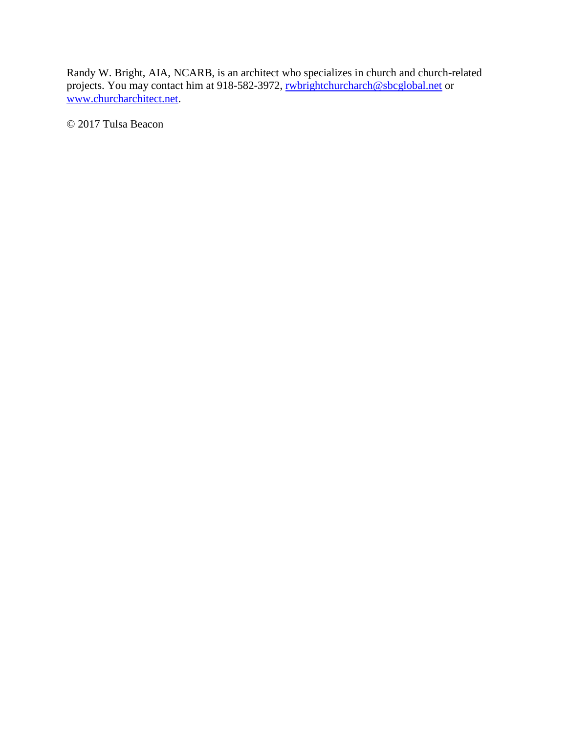Randy W. Bright, AIA, NCARB, is an architect who specializes in church and church-related projects. You may contact him at 918-582-3972, rwbrightchurcharch@sbcglobal.net or www.churcharchitect.net.

© 2017 Tulsa Beacon